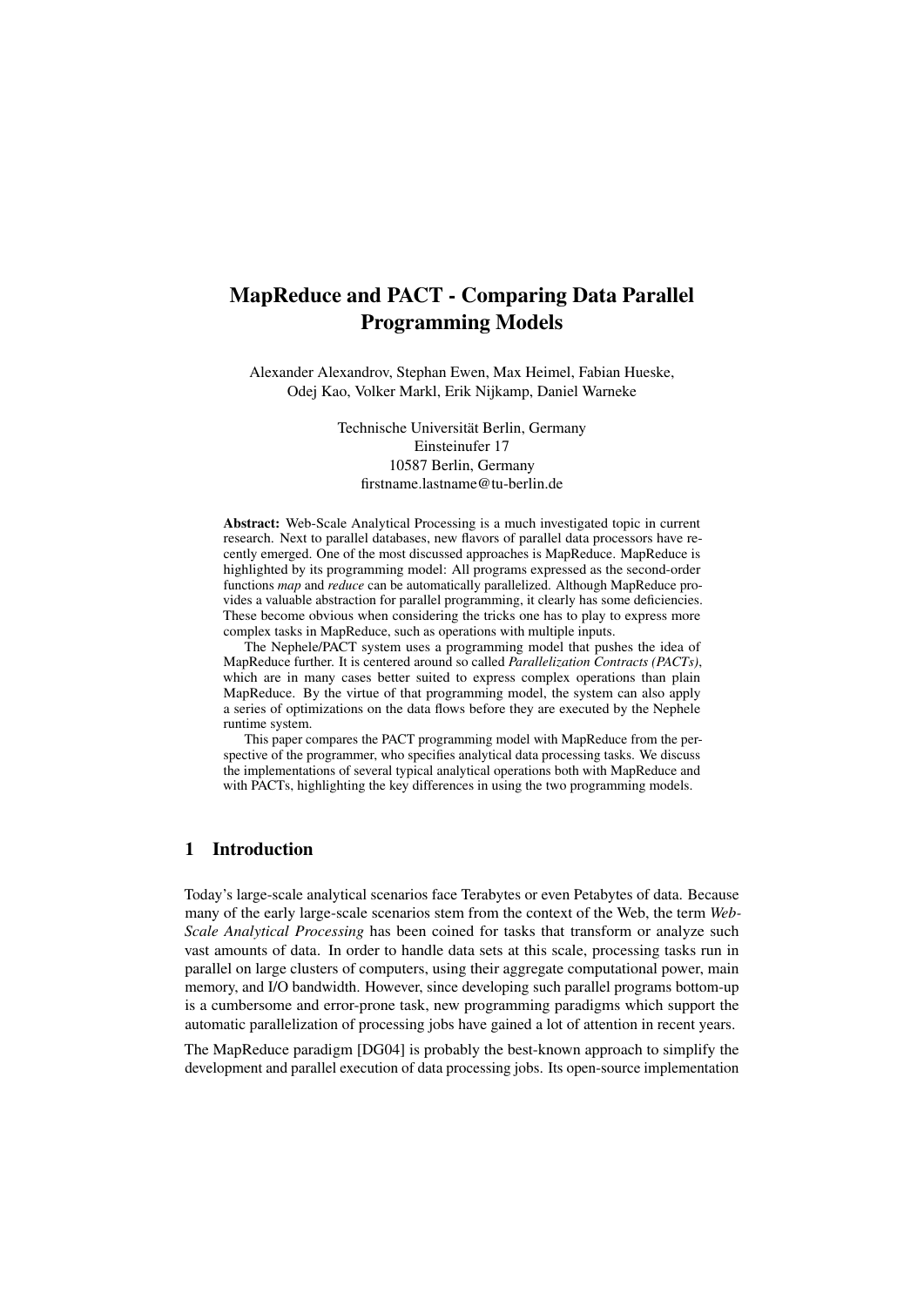# MapReduce and PACT - Comparing Data Parallel Programming Models

Alexander Alexandrov, Stephan Ewen, Max Heimel, Fabian Hueske, Odej Kao, Volker Markl, Erik Nijkamp, Daniel Warneke

Technische Universität Berlin, Germany
Einsteinufer 17
10587 Berlin, Germany
firstname.lastname@tu-berlin.de

**Abstract:** Web-Scale Analytical Processing is a much investigated topic in current research. Next to parallel databases, new flavors of parallel data processors have recently emerged. One of the most discussed approaches is MapReduce. MapReduce is highlighted by its programming model: All programs expressed as the second-order functions *map* and *reduce* can be automatically parallelized. Although MapReduce provides a valuable abstraction for parallel programming, it clearly has some deficiencies. These become obvious when considering the tricks one has to play to express more complex tasks in MapReduce, such as operations with multiple inputs.

The Nephele/PACT system uses a programming model that pushes the idea of MapReduce further. It is centered around so called *Parallelization Contracts (PACTs)*, which are in many cases better suited to express complex operations than plain MapReduce. By the virtue of that programming model, the system can also apply a series of optimizations on the data flows before they are executed by the Nephele runtime system.

This paper compares the PACT programming model with MapReduce from the perspective of the programmer, who specifies analytical data processing tasks. We discuss the implementations of several typical analytical operations both with MapReduce and with PACTs, highlighting the key differences in using the two programming models.

## 1 Introduction

Today's large-scale analytical scenarios face Terabytes or even Petabytes of data. Because many of the early large-scale scenarios stem from the context of the Web, the term *Web-Scale Analytical Processing* has been coined for tasks that transform or analyze such vast amounts of data. In order to handle data sets at this scale, processing tasks run in parallel on large clusters of computers, using their aggregate computational power, main memory, and I/O bandwidth. However, since developing such parallel programs bottom-up is a cumbersome and error-prone task, new programming paradigms which support the automatic parallelization of processing jobs have gained a lot of attention in recent years.

The MapReduce paradigm [DG04] is probably the best-known approach to simplify the development and parallel execution of data processing jobs. Its open-source implementation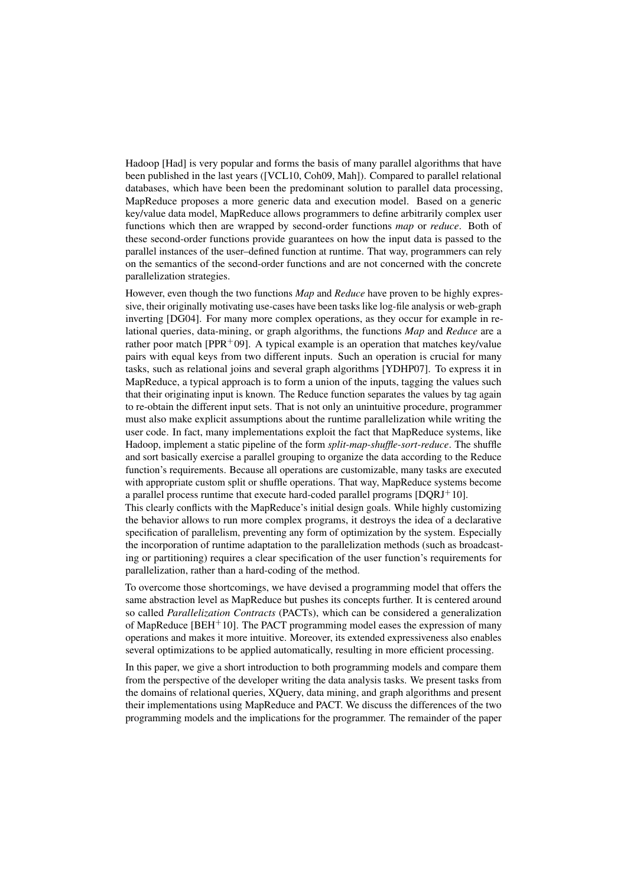Hadoop [Had] is very popular and forms the basis of many parallel algorithms that have been published in the last years ([VCL10, Coh09, Mah]). Compared to parallel relational databases, which have been been the predominant solution to parallel data processing, MapReduce proposes a more generic data and execution model. Based on a generic key/value data model, MapReduce allows programmers to define arbitrarily complex user functions which then are wrapped by second-order functions *map* or *reduce*. Both of these second-order functions provide guarantees on how the input data is passed to the parallel instances of the user–defined function at runtime. That way, programmers can rely on the semantics of the second-order functions and are not concerned with the concrete parallelization strategies.

However, even though the two functions *Map* and *Reduce* have proven to be highly expressive, their originally motivating use-cases have been tasks like log-file analysis or web-graph inverting [DG04]. For many more complex operations, as they occur for example in relational queries, data-mining, or graph algorithms, the functions *Map* and *Reduce* are a rather poor match [PPR+09]. A typical example is an operation that matches key/value pairs with equal keys from two different inputs. Such an operation is crucial for many tasks, such as relational joins and several graph algorithms [YDHP07]. To express it in MapReduce, a typical approach is to form a union of the inputs, tagging the values such that their originating input is known. The Reduce function separates the values by tag again to re-obtain the different input sets. That is not only an unintuitive procedure, programmer must also make explicit assumptions about the runtime parallelization while writing the user code. In fact, many implementations exploit the fact that MapReduce systems, like Hadoop, implement a static pipeline of the form *split-map-shuffle-sort-reduce*. The shuffle and sort basically exercise a parallel grouping to organize the data according to the Reduce function's requirements. Because all operations are customizable, many tasks are executed with appropriate custom split or shuffle operations. That way, MapReduce systems become a parallel process runtime that execute hard-coded parallel programs [DQRJ+10].
This clearly conflicts with the MapReduce's initial design goals. While highly customizing the behavior allows to run more complex programs, it destroys the idea of a declarative specification of parallelism, preventing any form of optimization by the system. Especially the incorporation of runtime adaptation to the parallelization methods (such as broadcasting or partitioning) requires a clear specification of the user function's requirements for parallelization, rather than a hard-coding of the method.

To overcome those shortcomings, we have devised a programming model that offers the same abstraction level as MapReduce but pushes its concepts further. It is centered around so called *Parallelization Contracts* (PACTs), which can be considered a generalization of MapReduce [BEH+10]. The PACT programming model eases the expression of many operations and makes it more intuitive. Moreover, its extended expressiveness also enables several optimizations to be applied automatically, resulting in more efficient processing.

In this paper, we give a short introduction to both programming models and compare them from the perspective of the developer writing the data analysis tasks. We present tasks from the domains of relational queries, XQuery, data mining, and graph algorithms and present their implementations using MapReduce and PACT. We discuss the differences of the two programming models and the implications for the programmer. The remainder of the paper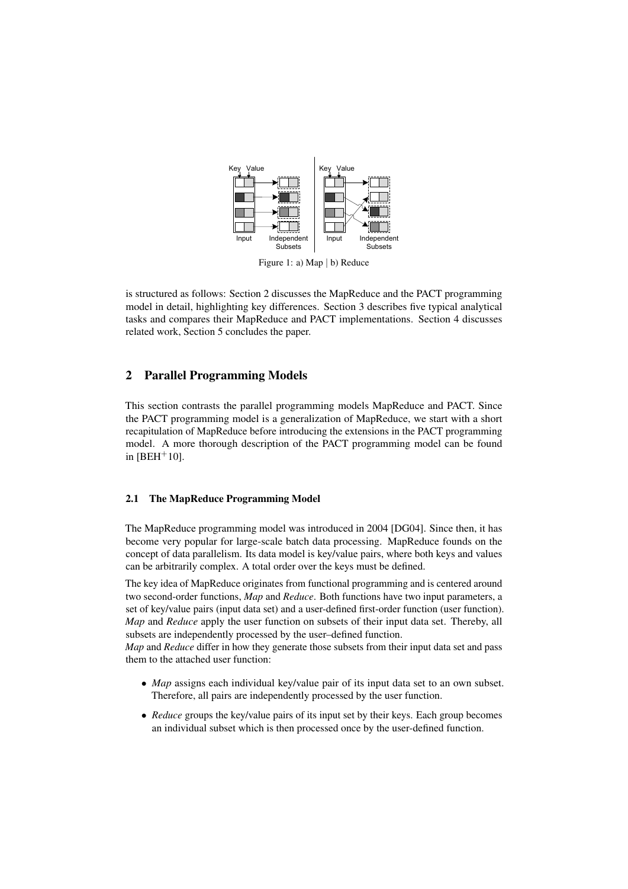Figure 1: a) Map | b) Reduce

is structured as follows: Section 2 discusses the MapReduce and the PACT programming model in detail, highlighting key differences. Section 3 describes five typical analytical tasks and compares their MapReduce and PACT implementations. Section 4 discusses related work, Section 5 concludes the paper.

## 2 Parallel Programming Models

This section contrasts the parallel programming models MapReduce and PACT. Since the PACT programming model is a generalization of MapReduce, we start with a short recapitulation of MapReduce before introducing the extensions in the PACT programming model. A more thorough description of the PACT programming model can be found in [BEH[+]10].

### 2.1 The MapReduce Programming Model

The MapReduce programming model was introduced in 2004 [DG04]. Since then, it has become very popular for large-scale batch data processing. MapReduce founds on the concept of data parallelism. Its data model is key/value pairs, where both keys and values can be arbitrarily complex. A total order over the keys must be defined.

The key idea of MapReduce originates from functional programming and is centered around two second-order functions, *Map* and *Reduce*. Both functions have two input parameters, a set of key/value pairs (input data set) and a user-defined first-order function (user function). *Map* and *Reduce* apply the user function on subsets of their input data set. Thereby, all subsets are independently processed by the user–defined function.
*Map* and *Reduce* differ in how they generate those subsets from their input data set and pass them to the attached user function:

- *Map* assigns each individual key/value pair of its input data set to an own subset. Therefore, all pairs are independently processed by the user function.
- *Reduce* groups the key/value pairs of its input set by their keys. Each group becomes an individual subset which is then processed once by the user-defined function.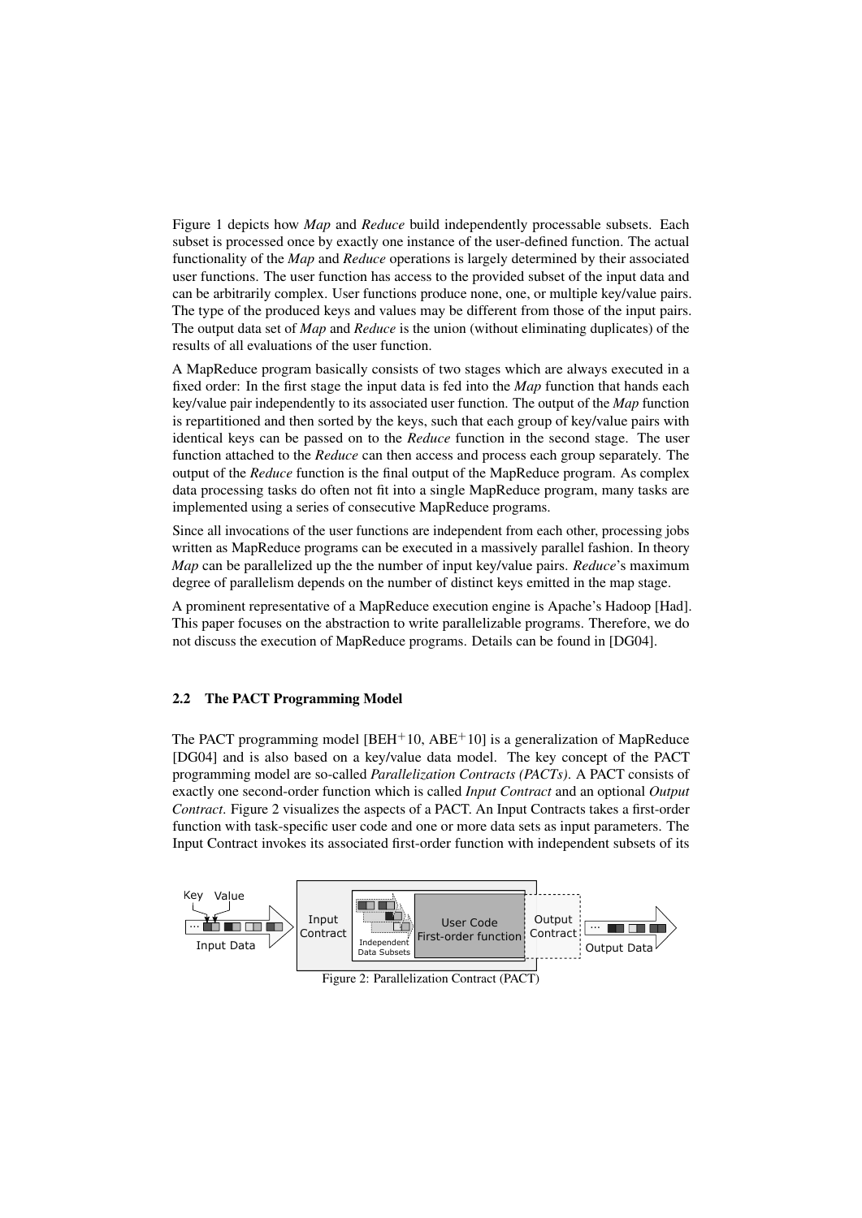Figure 1 depicts how *Map* and *Reduce* build independently processable subsets. Each subset is processed once by exactly one instance of the user-defined function. The actual functionality of the *Map* and *Reduce* operations is largely determined by their associated user functions. The user function has access to the provided subset of the input data and can be arbitrarily complex. User functions produce none, one, or multiple key/value pairs. The type of the produced keys and values may be different from those of the input pairs. The output data set of *Map* and *Reduce* is the union (without eliminating duplicates) of the results of all evaluations of the user function.

A MapReduce program basically consists of two stages which are always executed in a fixed order: In the first stage the input data is fed into the *Map* function that hands each key/value pair independently to its associated user function. The output of the *Map* function is repartitioned and then sorted by the keys, such that each group of key/value pairs with identical keys can be passed on to the *Reduce* function in the second stage. The user function attached to the *Reduce* can then access and process each group separately. The output of the *Reduce* function is the final output of the MapReduce program. As complex data processing tasks do often not fit into a single MapReduce program, many tasks are implemented using a series of consecutive MapReduce programs.

Since all invocations of the user functions are independent from each other, processing jobs written as MapReduce programs can be executed in a massively parallel fashion. In theory *Map* can be parallelized up the the number of input key/value pairs. *Reduce*'s maximum degree of parallelism depends on the number of distinct keys emitted in the map stage.

A prominent representative of a MapReduce execution engine is Apache's Hadoop [Had]. This paper focuses on the abstraction to write parallelizable programs. Therefore, we do not discuss the execution of MapReduce programs. Details can be found in [DG04].

### 2.2 The PACT Programming Model

The PACT programming model [BEH+10, ABE+10] is a generalization of MapReduce [DG04] and is also based on a key/value data model. The key concept of the PACT programming model are so-called *Parallelization Contracts (PACTs)*. A PACT consists of exactly one second-order function which is called *Input Contract* and an optional *Output Contract*. Figure 2 visualizes the aspects of a PACT. An Input Contracts takes a first-order function with task-specific user code and one or more data sets as input parameters. The Input Contract invokes its associated first-order function with independent subsets of its

Figure 2: Parallelization Contract (PACT)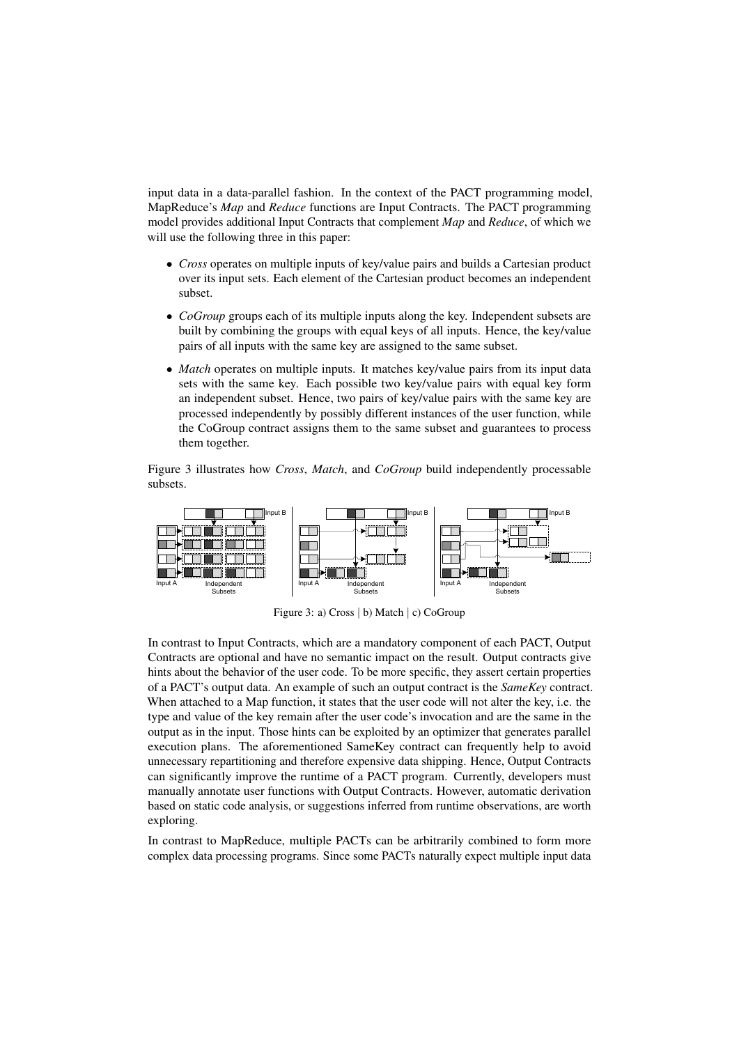input data in a data-parallel fashion. In the context of the PACT programming model, MapReduce's *Map* and *Reduce* functions are Input Contracts. The PACT programming model provides additional Input Contracts that complement *Map* and *Reduce*, of which we will use the following three in this paper:

- *Cross* operates on multiple inputs of key/value pairs and builds a Cartesian product over its input sets. Each element of the Cartesian product becomes an independent subset.
- *CoGroup* groups each of its multiple inputs along the key. Independent subsets are built by combining the groups with equal keys of all inputs. Hence, the key/value pairs of all inputs with the same key are assigned to the same subset.
- *Match* operates on multiple inputs. It matches key/value pairs from its input data sets with the same key. Each possible two key/value pairs with equal key form an independent subset. Hence, two pairs of key/value pairs with the same key are processed independently by possibly different instances of the user function, while the CoGroup contract assigns them to the same subset and guarantees to process them together.

Figure 3 illustrates how *Cross*, *Match*, and *CoGroup* build independently processable subsets.

Figure 3: a) Cross | b) Match | c) CoGroup

In contrast to Input Contracts, which are a mandatory component of each PACT, Output Contracts are optional and have no semantic impact on the result. Output contracts give hints about the behavior of the user code. To be more specific, they assert certain properties of a PACT's output data. An example of such an output contract is the *SameKey* contract. When attached to a Map function, it states that the user code will not alter the key, i.e. the type and value of the key remain after the user code's invocation and are the same in the output as in the input. Those hints can be exploited by an optimizer that generates parallel execution plans. The aforementioned SameKey contract can frequently help to avoid unnecessary repartitioning and therefore expensive data shipping. Hence, Output Contracts can significantly improve the runtime of a PACT program. Currently, developers must manually annotate user functions with Output Contracts. However, automatic derivation based on static code analysis, or suggestions inferred from runtime observations, are worth exploring.

In contrast to MapReduce, multiple PACTs can be arbitrarily combined to form more complex data processing programs. Since some PACTs naturally expect multiple input data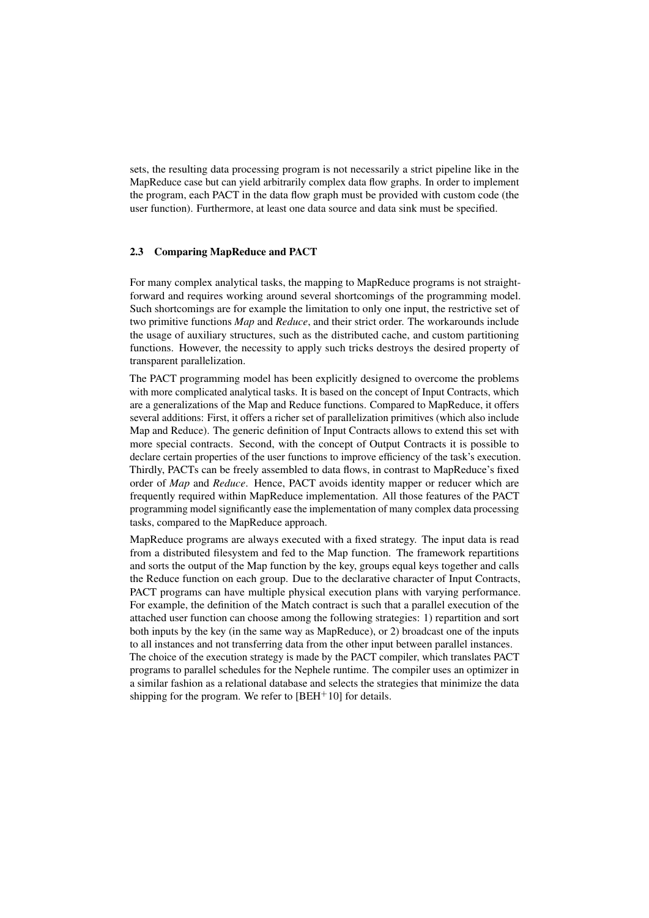sets, the resulting data processing program is not necessarily a strict pipeline like in the MapReduce case but can yield arbitrarily complex data flow graphs. In order to implement the program, each PACT in the data flow graph must be provided with custom code (the user function). Furthermore, at least one data source and data sink must be specified.

### 2.3 Comparing MapReduce and PACT

For many complex analytical tasks, the mapping to MapReduce programs is not straightforward and requires working around several shortcomings of the programming model. Such shortcomings are for example the limitation to only one input, the restrictive set of two primitive functions *Map* and *Reduce*, and their strict order. The workarounds include the usage of auxiliary structures, such as the distributed cache, and custom partitioning functions. However, the necessity to apply such tricks destroys the desired property of transparent parallelization.

The PACT programming model has been explicitly designed to overcome the problems with more complicated analytical tasks. It is based on the concept of Input Contracts, which are a generalizations of the Map and Reduce functions. Compared to MapReduce, it offers several additions: First, it offers a richer set of parallelization primitives (which also include Map and Reduce). The generic definition of Input Contracts allows to extend this set with more special contracts. Second, with the concept of Output Contracts it is possible to declare certain properties of the user functions to improve efficiency of the task's execution. Thirdly, PACTs can be freely assembled to data flows, in contrast to MapReduce's fixed order of *Map* and *Reduce*. Hence, PACT avoids identity mapper or reducer which are frequently required within MapReduce implementation. All those features of the PACT programming model significantly ease the implementation of many complex data processing tasks, compared to the MapReduce approach.

MapReduce programs are always executed with a fixed strategy. The input data is read from a distributed filesystem and fed to the Map function. The framework repartitions and sorts the output of the Map function by the key, groups equal keys together and calls the Reduce function on each group. Due to the declarative character of Input Contracts, PACT programs can have multiple physical execution plans with varying performance. For example, the definition of the Match contract is such that a parallel execution of the attached user function can choose among the following strategies: 1) repartition and sort both inputs by the key (in the same way as MapReduce), or 2) broadcast one of the inputs to all instances and not transferring data from the other input between parallel instances. The choice of the execution strategy is made by the PACT compiler, which translates PACT programs to parallel schedules for the Nephele runtime. The compiler uses an optimizer in a similar fashion as a relational database and selects the strategies that minimize the data shipping for the program. We refer to [BEH$^+$10] for details.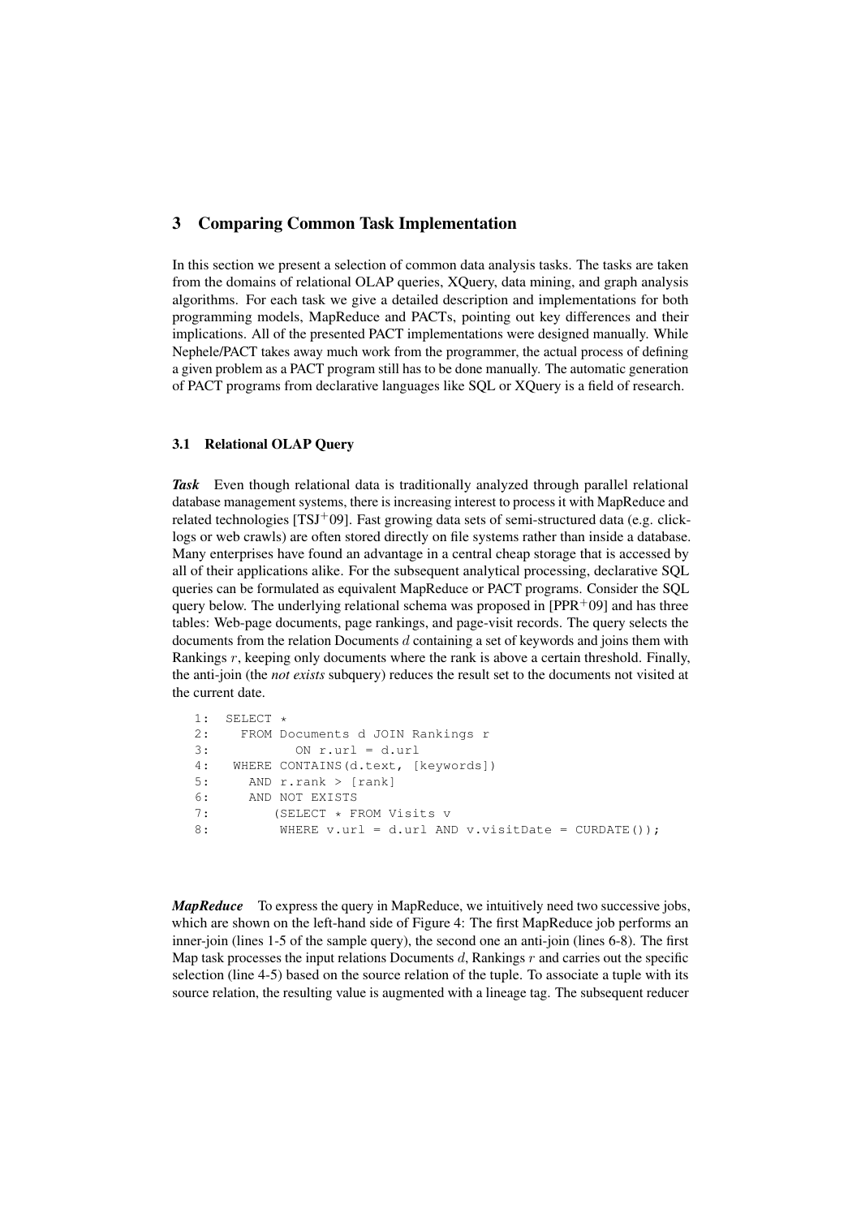## 3 Comparing Common Task Implementation

In this section we present a selection of common data analysis tasks. The tasks are taken from the domains of relational OLAP queries, XQuery, data mining, and graph analysis algorithms. For each task we give a detailed description and implementations for both programming models, MapReduce and PACTs, pointing out key differences and their implications. All of the presented PACT implementations were designed manually. While Nephele/PACT takes away much work from the programmer, the actual process of defining a given problem as a PACT program still has to be done manually. The automatic generation of PACT programs from declarative languages like SQL or XQuery is a field of research.

### 3.1 Relational OLAP Query

***Task*** Even though relational data is traditionally analyzed through parallel relational database management systems, there is increasing interest to process it with MapReduce and related technologies [TSJ+09]. Fast growing data sets of semi-structured data (e.g. click-logs or web crawls) are often stored directly on file systems rather than inside a database. Many enterprises have found an advantage in a central cheap storage that is accessed by all of their applications alike. For the subsequent analytical processing, declarative SQL queries can be formulated as equivalent MapReduce or PACT programs. Consider the SQL query below. The underlying relational schema was proposed in [PPR+09] and has three tables: Web-page documents, page rankings, and page-visit records. The query selects the documents from the relation Documents $d$ containing a set of keywords and joins them with Rankings $r$, keeping only documents where the rank is above a certain threshold. Finally, the anti-join (the *not exists* subquery) reduces the result set to the documents not visited at the current date.

```
1:  SELECT *
2:    FROM Documents d JOIN Rankings r
3:          ON r.url = d.url
4:   WHERE CONTAINS(d.text, [keywords])
5:     AND r.rank > [rank]
6:     AND NOT EXISTS
7:        (SELECT * FROM Visits v
8:         WHERE v.url = d.url AND v.visitDate = CURDATE());
```

***MapReduce*** To express the query in MapReduce, we intuitively need two successive jobs, which are shown on the left-hand side of Figure 4: The first MapReduce job performs an inner-join (lines 1-5 of the sample query), the second one an anti-join (lines 6-8). The first Map task processes the input relations Documents $d$, Rankings $r$ and carries out the specific selection (line 4-5) based on the source relation of the tuple. To associate a tuple with its source relation, the resulting value is augmented with a lineage tag. The subsequent reducer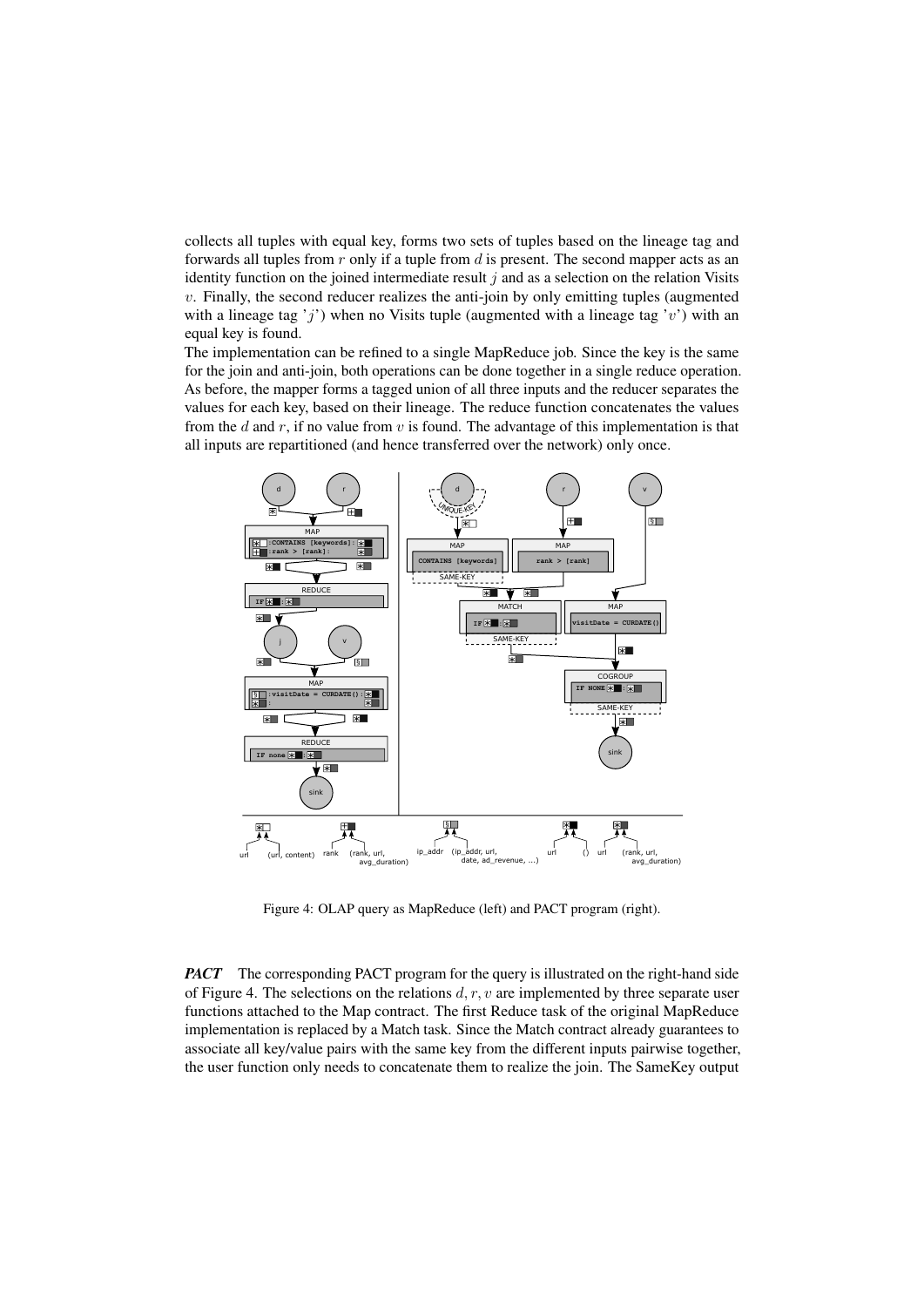collects all tuples with equal key, forms two sets of tuples based on the lineage tag and forwards all tuples from $r$ only if a tuple from $d$ is present. The second mapper acts as an identity function on the joined intermediate result $j$ and as a selection on the relation Visits $v$. Finally, the second reducer realizes the anti-join by only emitting tuples (augmented with a lineage tag '$j$') when no Visits tuple (augmented with a lineage tag '$v$') with an equal key is found.

The implementation can be refined to a single MapReduce job. Since the key is the same for the join and anti-join, both operations can be done together in a single reduce operation. As before, the mapper forms a tagged union of all three inputs and the reducer separates the values for each key, based on their lineage. The reduce function concatenates the values from the $d$ and $r$, if no value from $v$ is found. The advantage of this implementation is that all inputs are repartitioned (and hence transferred over the network) only once.

Figure 4: OLAP query as MapReduce (left) and PACT program (right).

***PACT*** The corresponding PACT program for the query is illustrated on the right-hand side of Figure 4. The selections on the relations $d, r, v$ are implemented by three separate user functions attached to the Map contract. The first Reduce task of the original MapReduce implementation is replaced by a Match task. Since the Match contract already guarantees to associate all key/value pairs with the same key from the different inputs pairwise together, the user function only needs to concatenate them to realize the join. The SameKey output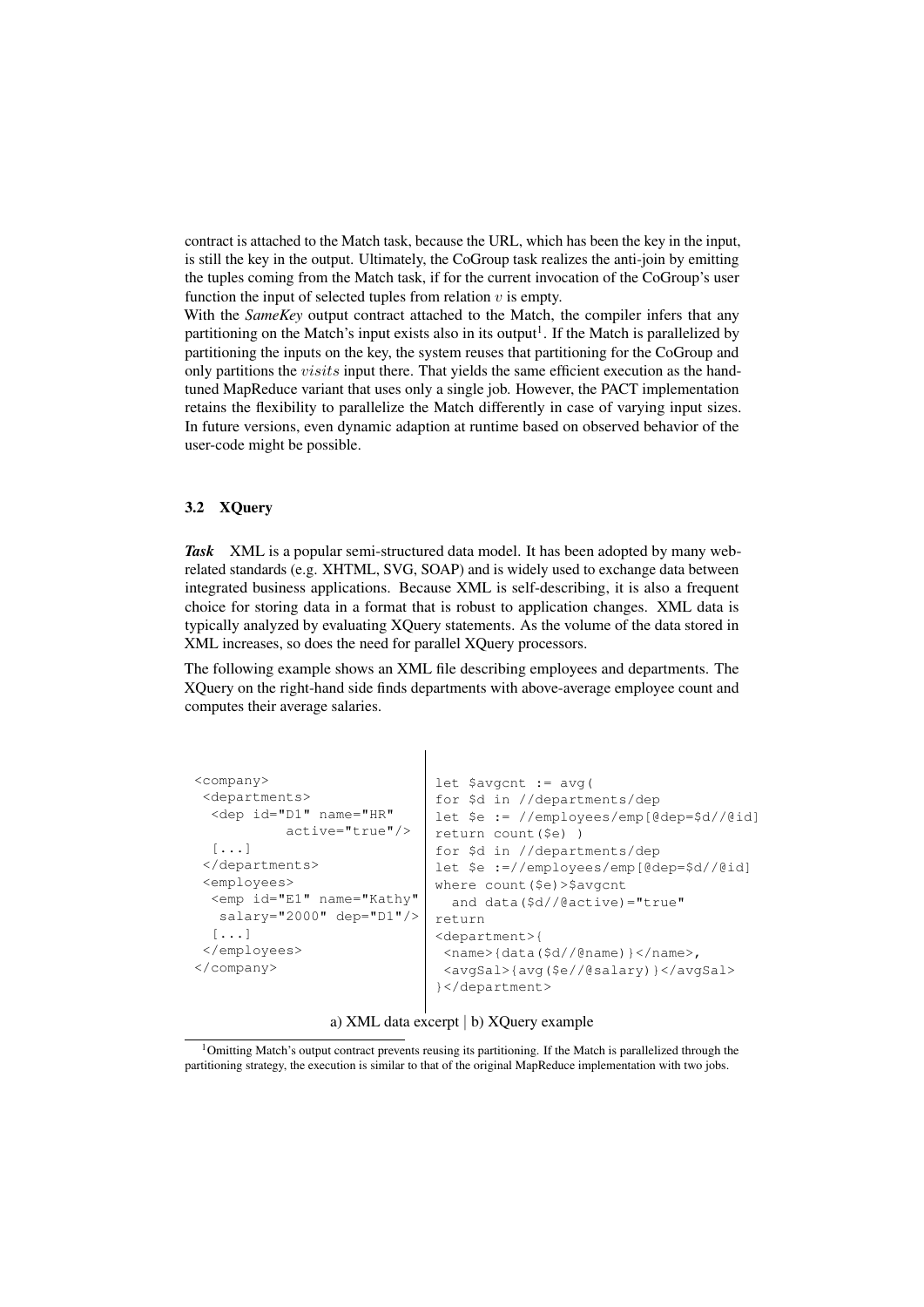contract is attached to the Match task, because the URL, which has been the key in the input, is still the key in the output. Ultimately, the CoGroup task realizes the anti-join by emitting the tuples coming from the Match task, if for the current invocation of the CoGroup's user function the input of selected tuples from relation $v$ is empty.

With the *SameKey* output contract attached to the Match, the compiler infers that any partitioning on the Match's input exists also in its output[1]. If the Match is parallelized by partitioning the inputs on the key, the system reuses that partitioning for the CoGroup and only partitions the $visits$ input there. That yields the same efficient execution as the hand-tuned MapReduce variant that uses only a single job. However, the PACT implementation retains the flexibility to parallelize the Match differently in case of varying input sizes. In future versions, even dynamic adaption at runtime based on observed behavior of the user-code might be possible.

### 3.2 XQuery

***Task*** XML is a popular semi-structured data model. It has been adopted by many web-related standards (e.g. XHTML, SVG, SOAP) and is widely used to exchange data between integrated business applications. Because XML is self-describing, it is also a frequent choice for storing data in a format that is robust to application changes. XML data is typically analyzed by evaluating XQuery statements. As the volume of the data stored in XML increases, so does the need for parallel XQuery processors.

The following example shows an XML file describing employees and departments. The XQuery on the right-hand side finds departments with above-average employee count and computes their average salaries.

```
<company>
 <departments>
  <dep id="D1" name="HR"
          active="true"/>
  [...]
 </departments>
 <employees>
  <emp id="E1" name="Kathy"
   salary="2000" dep="D1"/>
  [...]
 </employees>
</company>
```

```
let $avgcnt := avg(
for $d in //departments/dep
let $e := //employees/emp[@dep=$d//@id]
return count($e) )
for $d in //departments/dep
let $e :=//employees/emp[@dep=$d//@id]
where count($e)>$avgcnt
  and data($d//@active)="true"
return
<department>{
 <name>{data($d//@name)}</name>,
 <avgSal>{avg($e//@salary)}</avgSal>
}</department>
```

a) XML data excerpt | b) XQuery example

[1] Omitting Match's output contract prevents reusing its partitioning. If the Match is parallelized through the partitioning strategy, the execution is similar to that of the original MapReduce implementation with two jobs.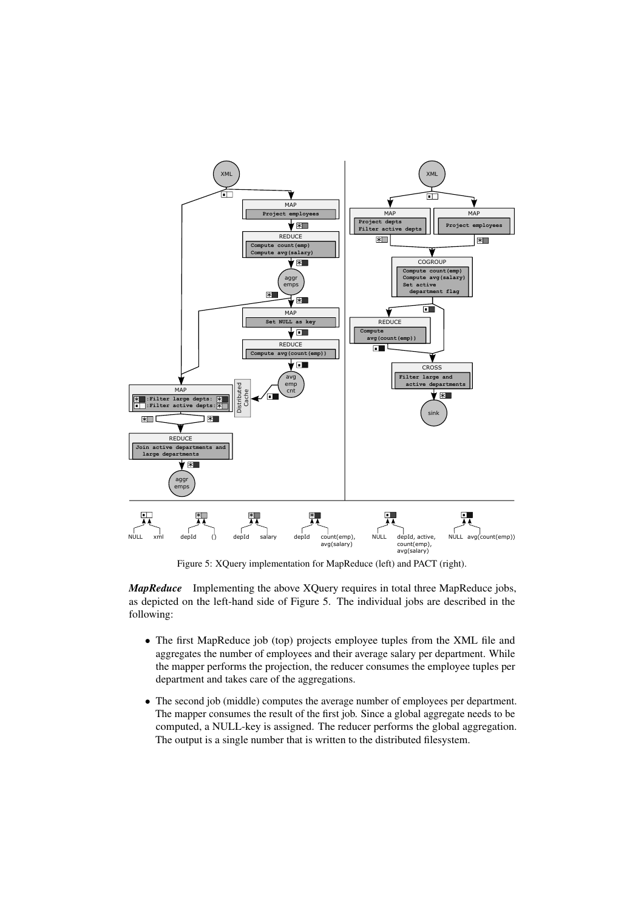Figure 5: XQuery implementation for MapReduce (left) and PACT (right).

***MapReduce*** Implementing the above XQuery requires in total three MapReduce jobs, as depicted on the left-hand side of Figure 5. The individual jobs are described in the following:

- The first MapReduce job (top) projects employee tuples from the XML file and aggregates the number of employees and their average salary per department. While the mapper performs the projection, the reducer consumes the employee tuples per department and takes care of the aggregations.
- The second job (middle) computes the average number of employees per department. The mapper consumes the result of the first job. Since a global aggregate needs to be computed, a NULL-key is assigned. The reducer performs the global aggregation. The output is a single number that is written to the distributed filesystem.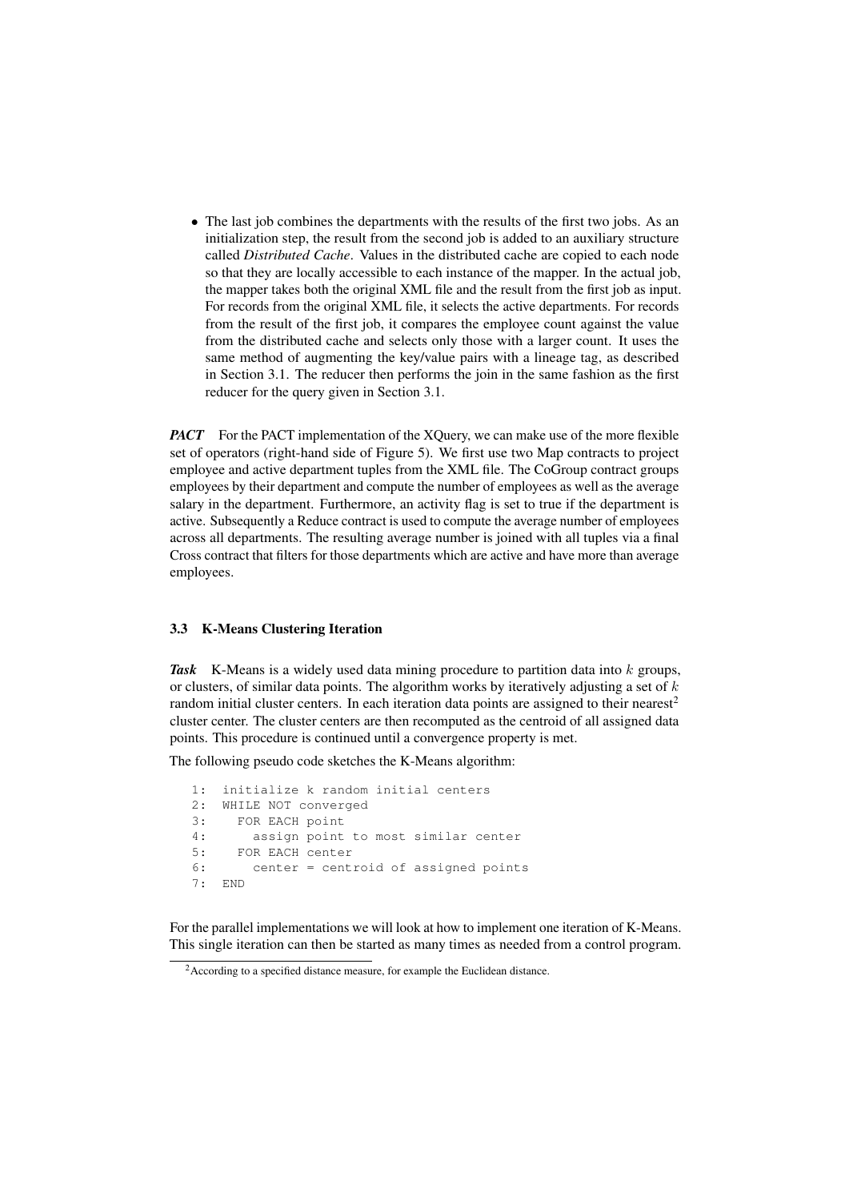- The last job combines the departments with the results of the first two jobs. As an initialization step, the result from the second job is added to an auxiliary structure called *Distributed Cache*. Values in the distributed cache are copied to each node so that they are locally accessible to each instance of the mapper. In the actual job, the mapper takes both the original XML file and the result from the first job as input. For records from the original XML file, it selects the active departments. For records from the result of the first job, it compares the employee count against the value from the distributed cache and selects only those with a larger count. It uses the same method of augmenting the key/value pairs with a lineage tag, as described in Section 3.1. The reducer then performs the join in the same fashion as the first reducer for the query given in Section 3.1.

***PACT*** For the PACT implementation of the XQuery, we can make use of the more flexible set of operators (right-hand side of Figure 5). We first use two Map contracts to project employee and active department tuples from the XML file. The CoGroup contract groups employees by their department and compute the number of employees as well as the average salary in the department. Furthermore, an activity flag is set to true if the department is active. Subsequently a Reduce contract is used to compute the average number of employees across all departments. The resulting average number is joined with all tuples via a final Cross contract that filters for those departments which are active and have more than average employees.

### 3.3 K-Means Clustering Iteration

***Task*** K-Means is a widely used data mining procedure to partition data into $k$ groups, or clusters, of similar data points. The algorithm works by iteratively adjusting a set of $k$ random initial cluster centers. In each iteration data points are assigned to their nearest[2] cluster center. The cluster centers are then recomputed as the centroid of all assigned data points. This procedure is continued until a convergence property is met.

The following pseudo code sketches the K-Means algorithm:

```
1:  initialize k random initial centers
2:  WHILE NOT converged
3:    FOR EACH point
4:      assign point to most similar center
5:    FOR EACH center
6:      center = centroid of assigned points
7:  END
```

For the parallel implementations we will look at how to implement one iteration of K-Means. This single iteration can then be started as many times as needed from a control program.

[2] According to a specified distance measure, for example the Euclidean distance.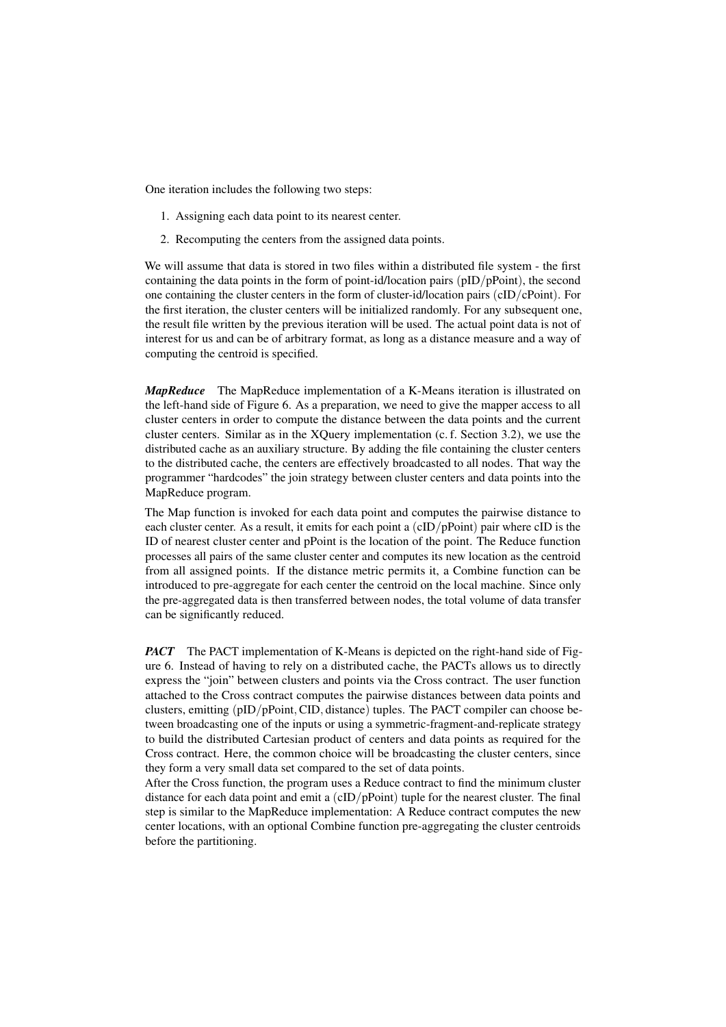One iteration includes the following two steps:

1. Assigning each data point to its nearest center.
2. Recomputing the centers from the assigned data points.

We will assume that data is stored in two files within a distributed file system - the first containing the data points in the form of point-id/location pairs (pID/pPoint), the second one containing the cluster centers in the form of cluster-id/location pairs (cID/cPoint). For the first iteration, the cluster centers will be initialized randomly. For any subsequent one, the result file written by the previous iteration will be used. The actual point data is not of interest for us and can be of arbitrary format, as long as a distance measure and a way of computing the centroid is specified.

***MapReduce*** The MapReduce implementation of a K-Means iteration is illustrated on the left-hand side of Figure 6. As a preparation, we need to give the mapper access to all cluster centers in order to compute the distance between the data points and the current cluster centers. Similar as in the XQuery implementation (c. f. Section 3.2), we use the distributed cache as an auxiliary structure. By adding the file containing the cluster centers to the distributed cache, the centers are effectively broadcasted to all nodes. That way the programmer "hardcodes" the join strategy between cluster centers and data points into the MapReduce program.

The Map function is invoked for each data point and computes the pairwise distance to each cluster center. As a result, it emits for each point a (cID/pPoint) pair where cID is the ID of nearest cluster center and pPoint is the location of the point. The Reduce function processes all pairs of the same cluster center and computes its new location as the centroid from all assigned points. If the distance metric permits it, a Combine function can be introduced to pre-aggregate for each center the centroid on the local machine. Since only the pre-aggregated data is then transferred between nodes, the total volume of data transfer can be significantly reduced.

***PACT*** The PACT implementation of K-Means is depicted on the right-hand side of Figure 6. Instead of having to rely on a distributed cache, the PACTs allows us to directly express the "join" between clusters and points via the Cross contract. The user function attached to the Cross contract computes the pairwise distances between data points and clusters, emitting (pID/pPoint, CID, distance) tuples. The PACT compiler can choose between broadcasting one of the inputs or using a symmetric-fragment-and-replicate strategy to build the distributed Cartesian product of centers and data points as required for the Cross contract. Here, the common choice will be broadcasting the cluster centers, since they form a very small data set compared to the set of data points.

After the Cross function, the program uses a Reduce contract to find the minimum cluster distance for each data point and emit a (cID/pPoint) tuple for the nearest cluster. The final step is similar to the MapReduce implementation: A Reduce contract computes the new center locations, with an optional Combine function pre-aggregating the cluster centroids before the partitioning.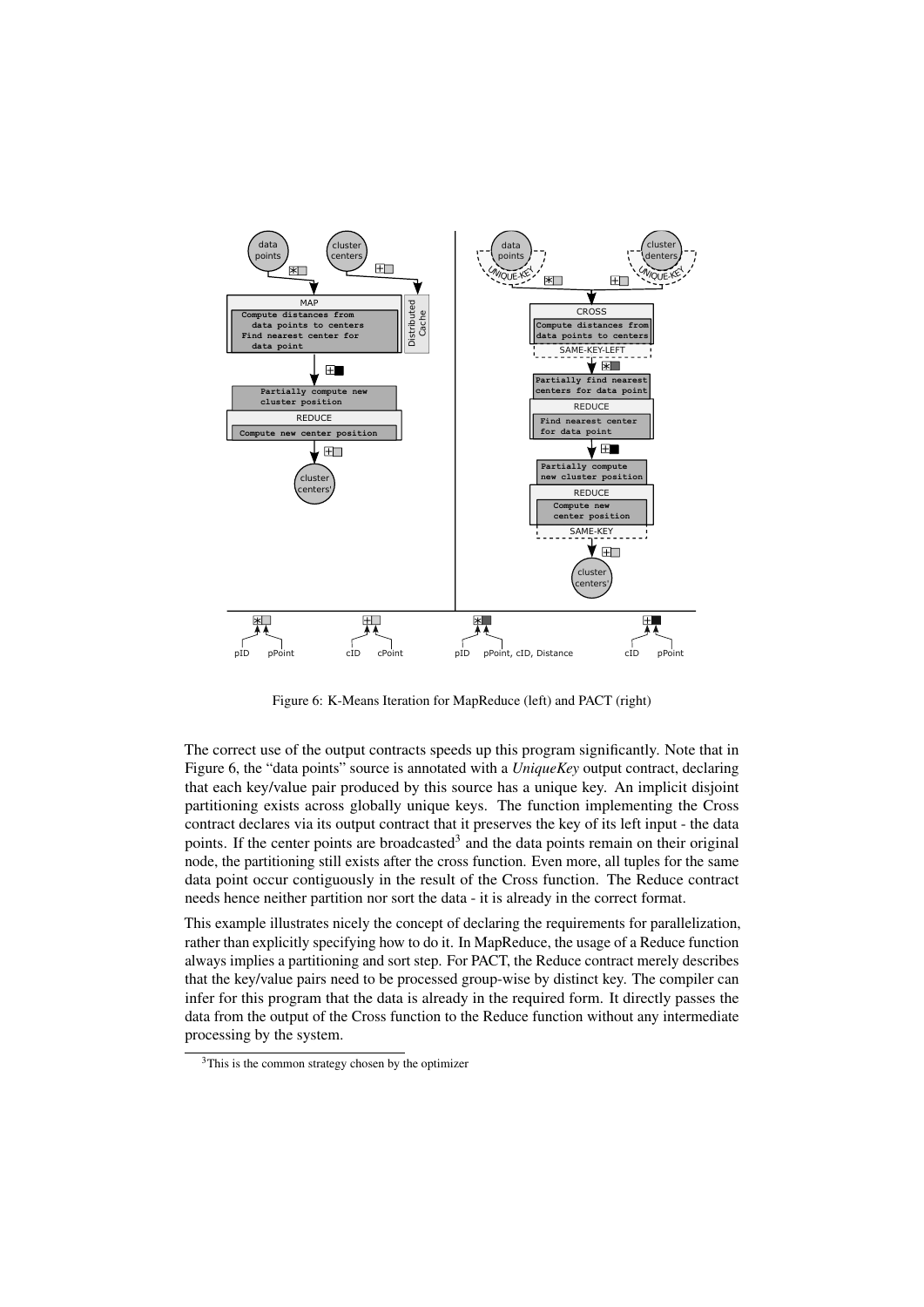Figure 6: K-Means Iteration for MapReduce (left) and PACT (right)

The correct use of the output contracts speeds up this program significantly. Note that in Figure 6, the "data points" source is annotated with a *UniqueKey* output contract, declaring that each key/value pair produced by this source has a unique key. An implicit disjoint partitioning exists across globally unique keys. The function implementing the Cross contract declares via its output contract that it preserves the key of its left input - the data points. If the center points are broadcasted[3] and the data points remain on their original node, the partitioning still exists after the cross function. Even more, all tuples for the same data point occur contiguously in the result of the Cross function. The Reduce contract needs hence neither partition nor sort the data - it is already in the correct format.

This example illustrates nicely the concept of declaring the requirements for parallelization, rather than explicitly specifying how to do it. In MapReduce, the usage of a Reduce function always implies a partitioning and sort step. For PACT, the Reduce contract merely describes that the key/value pairs need to be processed group-wise by distinct key. The compiler can infer for this program that the data is already in the required form. It directly passes the data from the output of the Cross function to the Reduce function without any intermediate processing by the system.

[3] This is the common strategy chosen by the optimizer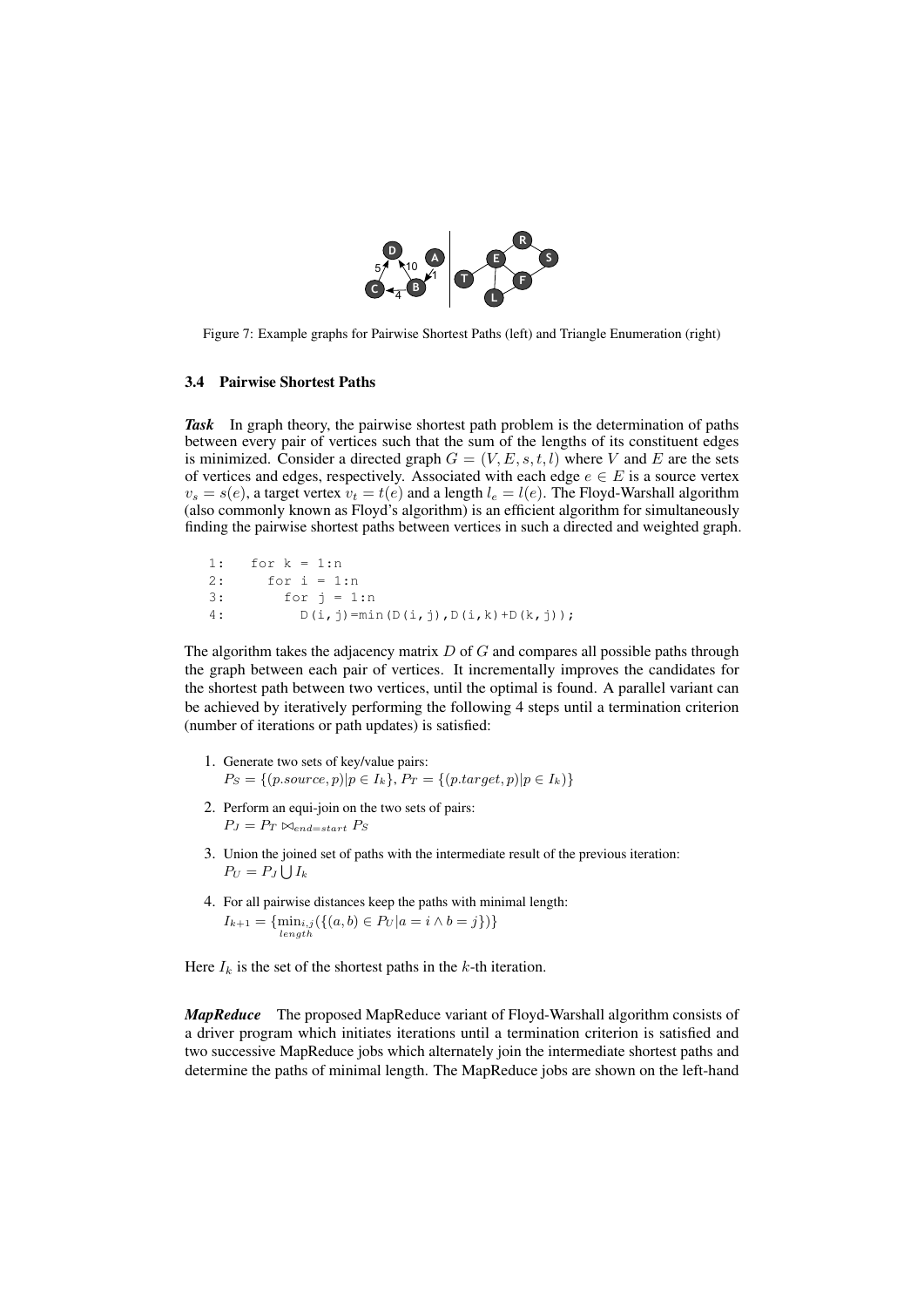Figure 7: Example graphs for Pairwise Shortest Paths (left) and Triangle Enumeration (right)

### 3.4 Pairwise Shortest Paths

***Task*** In graph theory, the pairwise shortest path problem is the determination of paths between every pair of vertices such that the sum of the lengths of its constituent edges is minimized. Consider a directed graph $G = (V, E, s, t, l)$ where $V$ and $E$ are the sets of vertices and edges, respectively. Associated with each edge $e \in E$ is a source vertex $v_s = s(e)$, a target vertex $v_t = t(e)$ and a length $l_e = l(e)$. The Floyd-Warshall algorithm (also commonly known as Floyd's algorithm) is an efficient algorithm for simultaneously finding the pairwise shortest paths between vertices in such a directed and weighted graph.

```
1:   for k = 1:n
2:     for i = 1:n
3:       for j = 1:n
4:         D(i,j)=min(D(i,j),D(i,k)+D(k,j));
```

The algorithm takes the adjacency matrix $D$ of $G$ and compares all possible paths through the graph between each pair of vertices. It incrementally improves the candidates for the shortest path between two vertices, until the optimal is found. A parallel variant can be achieved by iteratively performing the following 4 steps until a termination criterion (number of iterations or path updates) is satisfied:

1. Generate two sets of key/value pairs:
   $P_S = \{(p.source, p) | p \in I_k\}$, $P_T = \{(p.target, p) | p \in I_k)\}$
2. Perform an equi-join on the two sets of pairs:
   $P_J = P_T \bowtie_{end=start} P_S$
3. Union the joined set of paths with the intermediate result of the previous iteration:
   $P_U = P_J \bigcup I_k$
4. For all pairwise distances keep the paths with minimal length:
   $I_{k+1} = \{\min_{\substack{i,j \\ length}}(\{(a, b) \in P_U | a = i \wedge b = j\})\}$

Here $I_k$ is the set of the shortest paths in the $k$-th iteration.

***MapReduce*** The proposed MapReduce variant of Floyd-Warshall algorithm consists of a driver program which initiates iterations until a termination criterion is satisfied and two successive MapReduce jobs which alternately join the intermediate shortest paths and determine the paths of minimal length. The MapReduce jobs are shown on the left-hand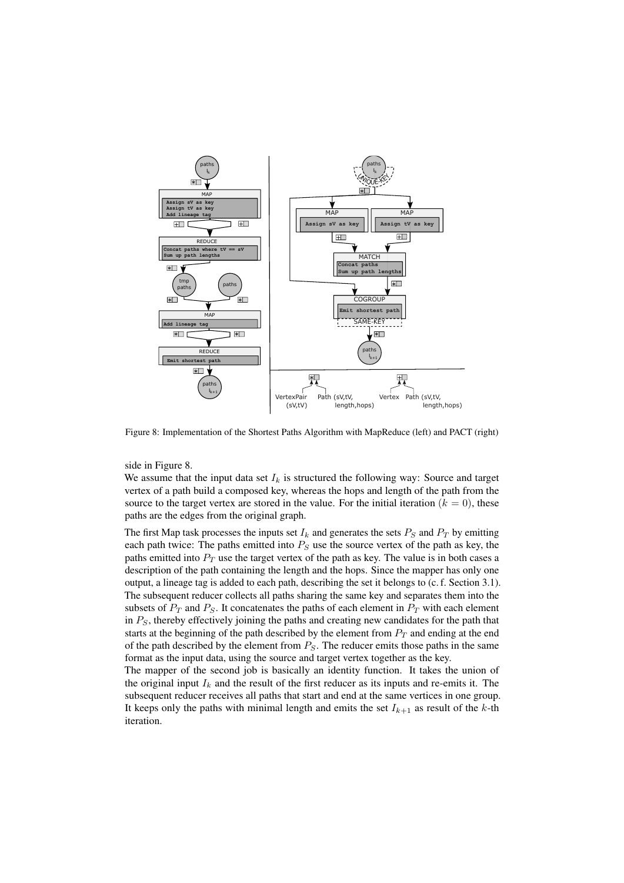Figure 8: Implementation of the Shortest Paths Algorithm with MapReduce (left) and PACT (right)

side in Figure 8.

We assume that the input data set $I_k$ is structured the following way: Source and target vertex of a path build a composed key, whereas the hops and length of the path from the source to the target vertex are stored in the value. For the initial iteration ($k = 0$), these paths are the edges from the original graph.

The first Map task processes the inputs set $I_k$ and generates the sets $P_S$ and $P_T$ by emitting each path twice: The paths emitted into $P_S$ use the source vertex of the path as key, the paths emitted into $P_T$ use the target vertex of the path as key. The value is in both cases a description of the path containing the length and the hops. Since the mapper has only one output, a lineage tag is added to each path, describing the set it belongs to (c. f. Section 3.1). The subsequent reducer collects all paths sharing the same key and separates them into the subsets of $P_T$ and $P_S$. It concatenates the paths of each element in $P_T$ with each element in $P_S$, thereby effectively joining the paths and creating new candidates for the path that starts at the beginning of the path described by the element from $P_T$ and ending at the end of the path described by the element from $P_S$. The reducer emits those paths in the same format as the input data, using the source and target vertex together as the key.

The mapper of the second job is basically an identity function. It takes the union of the original input $I_k$ and the result of the first reducer as its inputs and re-emits it. The subsequent reducer receives all paths that start and end at the same vertices in one group. It keeps only the paths with minimal length and emits the set $I_{k+1}$ as result of the $k$-th iteration.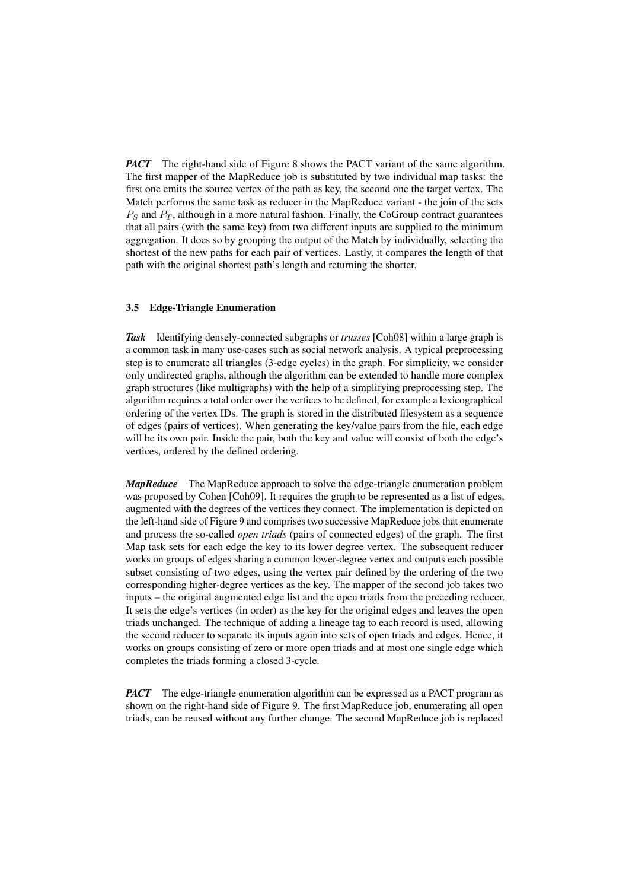***PACT*** The right-hand side of Figure 8 shows the PACT variant of the same algorithm. The first mapper of the MapReduce job is substituted by two individual map tasks: the first one emits the source vertex of the path as key, the second one the target vertex. The Match performs the same task as reducer in the MapReduce variant - the join of the sets $P_S$ and $P_T$, although in a more natural fashion. Finally, the CoGroup contract guarantees that all pairs (with the same key) from two different inputs are supplied to the minimum aggregation. It does so by grouping the output of the Match by individually, selecting the shortest of the new paths for each pair of vertices. Lastly, it compares the length of that path with the original shortest path's length and returning the shorter.

### 3.5 Edge-Triangle Enumeration

***Task*** Identifying densely-connected subgraphs or *trusses* [Coh08] within a large graph is a common task in many use-cases such as social network analysis. A typical preprocessing step is to enumerate all triangles (3-edge cycles) in the graph. For simplicity, we consider only undirected graphs, although the algorithm can be extended to handle more complex graph structures (like multigraphs) with the help of a simplifying preprocessing step. The algorithm requires a total order over the vertices to be defined, for example a lexicographical ordering of the vertex IDs. The graph is stored in the distributed filesystem as a sequence of edges (pairs of vertices). When generating the key/value pairs from the file, each edge will be its own pair. Inside the pair, both the key and value will consist of both the edge's vertices, ordered by the defined ordering.

***MapReduce*** The MapReduce approach to solve the edge-triangle enumeration problem was proposed by Cohen [Coh09]. It requires the graph to be represented as a list of edges, augmented with the degrees of the vertices they connect. The implementation is depicted on the left-hand side of Figure 9 and comprises two successive MapReduce jobs that enumerate and process the so-called *open triads* (pairs of connected edges) of the graph. The first Map task sets for each edge the key to its lower degree vertex. The subsequent reducer works on groups of edges sharing a common lower-degree vertex and outputs each possible subset consisting of two edges, using the vertex pair defined by the ordering of the two corresponding higher-degree vertices as the key. The mapper of the second job takes two inputs – the original augmented edge list and the open triads from the preceding reducer. It sets the edge's vertices (in order) as the key for the original edges and leaves the open triads unchanged. The technique of adding a lineage tag to each record is used, allowing the second reducer to separate its inputs again into sets of open triads and edges. Hence, it works on groups consisting of zero or more open triads and at most one single edge which completes the triads forming a closed 3-cycle.

***PACT*** The edge-triangle enumeration algorithm can be expressed as a PACT program as shown on the right-hand side of Figure 9. The first MapReduce job, enumerating all open triads, can be reused without any further change. The second MapReduce job is replaced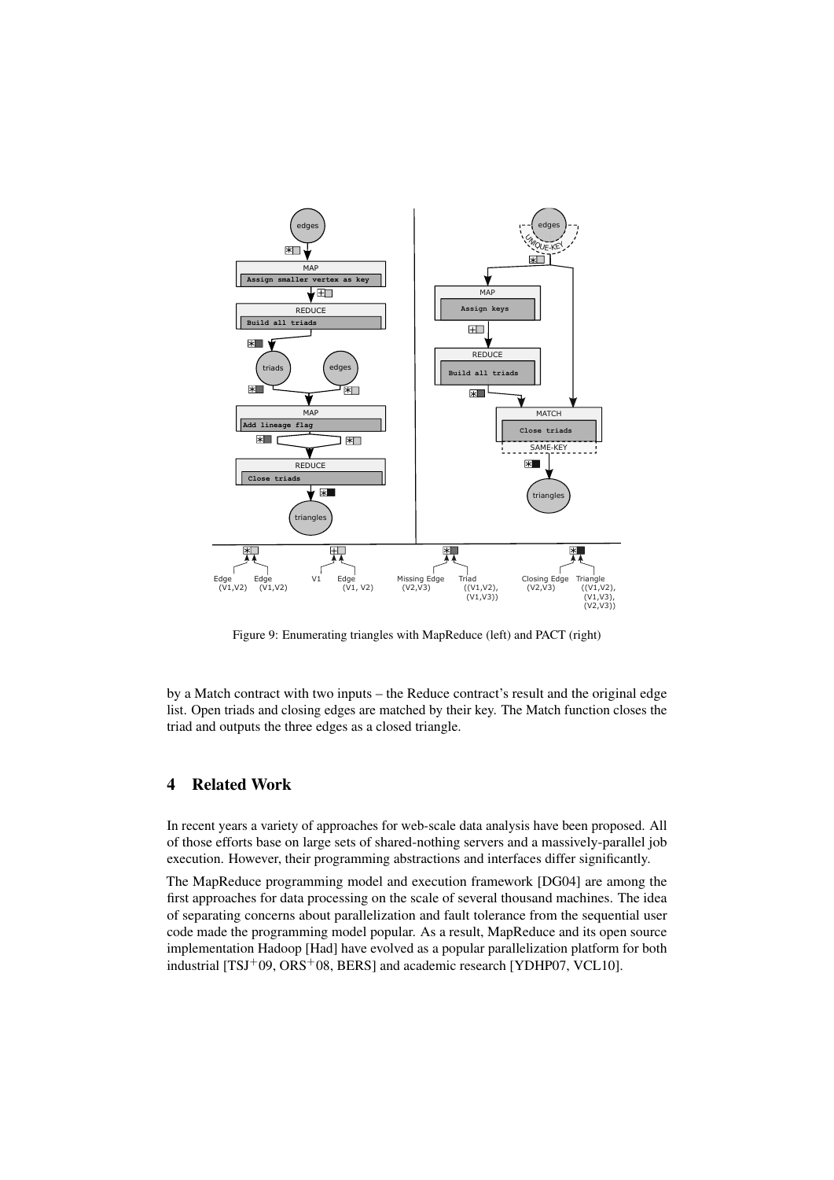Figure 9: Enumerating triangles with MapReduce (left) and PACT (right)

by a Match contract with two inputs – the Reduce contract's result and the original edge list. Open triads and closing edges are matched by their key. The Match function closes the triad and outputs the three edges as a closed triangle.

## 4 Related Work

In recent years a variety of approaches for web-scale data analysis have been proposed. All of those efforts base on large sets of shared-nothing servers and a massively-parallel job execution. However, their programming abstractions and interfaces differ significantly.

The MapReduce programming model and execution framework [DG04] are among the first approaches for data processing on the scale of several thousand machines. The idea of separating concerns about parallelization and fault tolerance from the sequential user code made the programming model popular. As a result, MapReduce and its open source implementation Hadoop [Had] have evolved as a popular parallelization platform for both industrial [TSJ+09, ORS+08, BERS] and academic research [YDHP07, VCL10].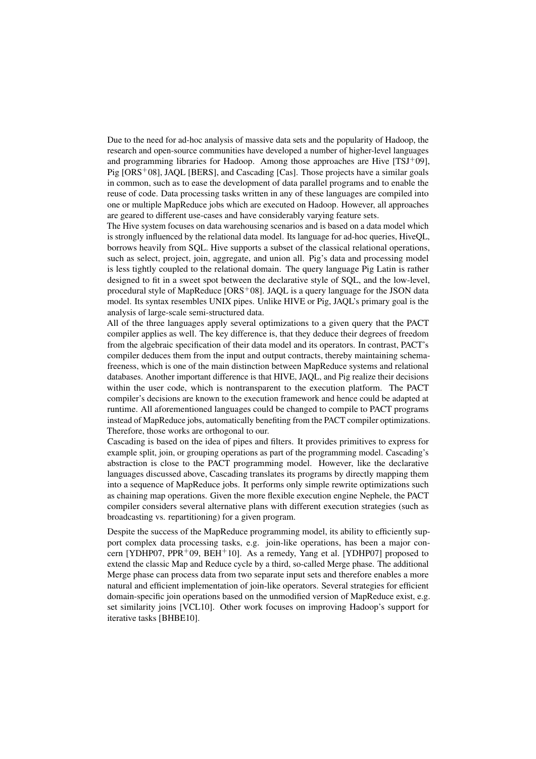Due to the need for ad-hoc analysis of massive data sets and the popularity of Hadoop, the research and open-source communities have developed a number of higher-level languages and programming libraries for Hadoop. Among those approaches are Hive [TSJ+09], Pig [ORS+08], JAQL [BERS], and Cascading [Cas]. Those projects have a similar goals in common, such as to ease the development of data parallel programs and to enable the reuse of code. Data processing tasks written in any of these languages are compiled into one or multiple MapReduce jobs which are executed on Hadoop. However, all approaches are geared to different use-cases and have considerably varying feature sets.

The Hive system focuses on data warehousing scenarios and is based on a data model which is strongly influenced by the relational data model. Its language for ad-hoc queries, HiveQL, borrows heavily from SQL. Hive supports a subset of the classical relational operations, such as select, project, join, aggregate, and union all. Pig's data and processing model is less tightly coupled to the relational domain. The query language Pig Latin is rather designed to fit in a sweet spot between the declarative style of SQL, and the low-level, procedural style of MapReduce [ORS+08]. JAQL is a query language for the JSON data model. Its syntax resembles UNIX pipes. Unlike HIVE or Pig, JAQL's primary goal is the analysis of large-scale semi-structured data.

All of the three languages apply several optimizations to a given query that the PACT compiler applies as well. The key difference is, that they deduce their degrees of freedom from the algebraic specification of their data model and its operators. In contrast, PACT's compiler deduces them from the input and output contracts, thereby maintaining schema-freeness, which is one of the main distinction between MapReduce systems and relational databases. Another important difference is that HIVE, JAQL, and Pig realize their decisions within the user code, which is nontransparent to the execution platform. The PACT compiler's decisions are known to the execution framework and hence could be adapted at runtime. All aforementioned languages could be changed to compile to PACT programs instead of MapReduce jobs, automatically benefiting from the PACT compiler optimizations. Therefore, those works are orthogonal to our.

Cascading is based on the idea of pipes and filters. It provides primitives to express for example split, join, or grouping operations as part of the programming model. Cascading's abstraction is close to the PACT programming model. However, like the declarative languages discussed above, Cascading translates its programs by directly mapping them into a sequence of MapReduce jobs. It performs only simple rewrite optimizations such as chaining map operations. Given the more flexible execution engine Nephele, the PACT compiler considers several alternative plans with different execution strategies (such as broadcasting vs. repartitioning) for a given program.

Despite the success of the MapReduce programming model, its ability to efficiently support complex data processing tasks, e.g. join-like operations, has been a major concern [YDHP07, PPR+09, BEH+10]. As a remedy, Yang et al. [YDHP07] proposed to extend the classic Map and Reduce cycle by a third, so-called Merge phase. The additional Merge phase can process data from two separate input sets and therefore enables a more natural and efficient implementation of join-like operators. Several strategies for efficient domain-specific join operations based on the unmodified version of MapReduce exist, e.g. set similarity joins [VCL10]. Other work focuses on improving Hadoop's support for iterative tasks [BHBE10].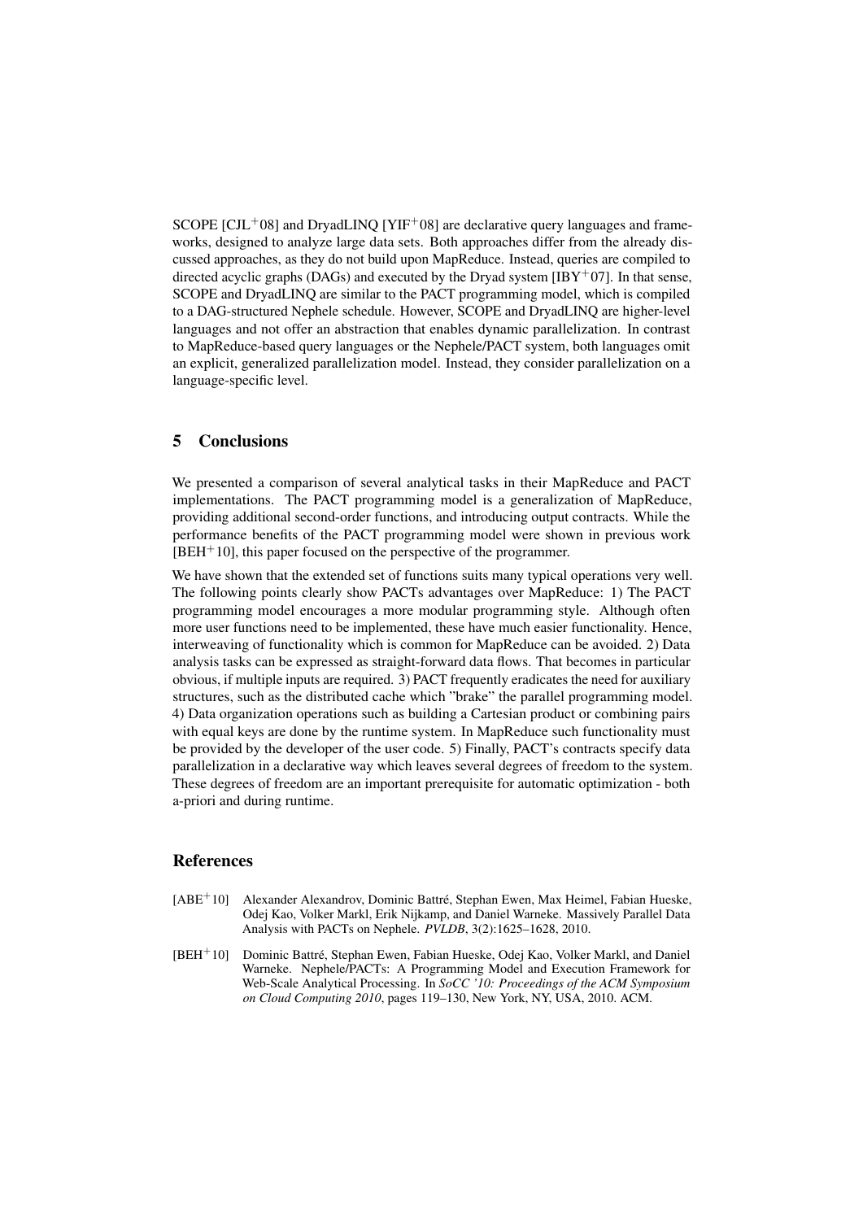SCOPE [CJL+08] and DryadLINQ [YIF+08] are declarative query languages and frameworks, designed to analyze large data sets. Both approaches differ from the already discussed approaches, as they do not build upon MapReduce. Instead, queries are compiled to directed acyclic graphs (DAGs) and executed by the Dryad system [IBY+07]. In that sense, SCOPE and DryadLINQ are similar to the PACT programming model, which is compiled to a DAG-structured Nephele schedule. However, SCOPE and DryadLINQ are higher-level languages and not offer an abstraction that enables dynamic parallelization. In contrast to MapReduce-based query languages or the Nephele/PACT system, both languages omit an explicit, generalized parallelization model. Instead, they consider parallelization on a language-specific level.

## 5 Conclusions

We presented a comparison of several analytical tasks in their MapReduce and PACT implementations. The PACT programming model is a generalization of MapReduce, providing additional second-order functions, and introducing output contracts. While the performance benefits of the PACT programming model were shown in previous work [BEH+10], this paper focused on the perspective of the programmer.

We have shown that the extended set of functions suits many typical operations very well. The following points clearly show PACTs advantages over MapReduce: 1) The PACT programming model encourages a more modular programming style. Although often more user functions need to be implemented, these have much easier functionality. Hence, interweaving of functionality which is common for MapReduce can be avoided. 2) Data analysis tasks can be expressed as straight-forward data flows. That becomes in particular obvious, if multiple inputs are required. 3) PACT frequently eradicates the need for auxiliary structures, such as the distributed cache which "brake" the parallel programming model. 4) Data organization operations such as building a Cartesian product or combining pairs with equal keys are done by the runtime system. In MapReduce such functionality must be provided by the developer of the user code. 5) Finally, PACT's contracts specify data parallelization in a declarative way which leaves several degrees of freedom to the system. These degrees of freedom are an important prerequisite for automatic optimization - both a-priori and during runtime.

## References

[ABE+10] Alexander Alexandrov, Dominic Battré, Stephan Ewen, Max Heimel, Fabian Hueske, Odej Kao, Volker Markl, Erik Nijkamp, and Daniel Warneke. Massively Parallel Data Analysis with PACTs on Nephele. *PVLDB*, 3(2):1625–1628, 2010.

[BEH+10] Dominic Battré, Stephan Ewen, Fabian Hueske, Odej Kao, Volker Markl, and Daniel Warneke. Nephele/PACTs: A Programming Model and Execution Framework for Web-Scale Analytical Processing. In *SoCC '10: Proceedings of the ACM Symposium on Cloud Computing 2010*, pages 119–130, New York, NY, USA, 2010. ACM.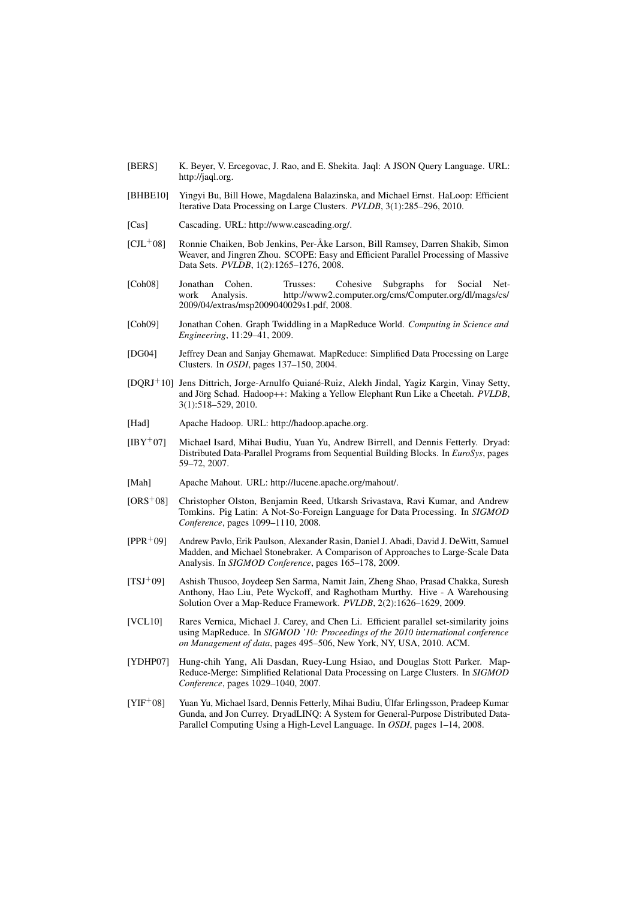[BERS] K. Beyer, V. Ercegovac, J. Rao, and E. Shekita. Jaql: A JSON Query Language. URL: http://jaql.org.

[BHBE10] Yingyi Bu, Bill Howe, Magdalena Balazinska, and Michael Ernst. HaLoop: Efficient Iterative Data Processing on Large Clusters. *PVLDB*, 3(1):285–296, 2010.

[Cas] Cascading. URL: http://www.cascading.org/.

[CJL+08] Ronnie Chaiken, Bob Jenkins, Per-Åke Larson, Bill Ramsey, Darren Shakib, Simon Weaver, and Jingren Zhou. SCOPE: Easy and Efficient Parallel Processing of Massive Data Sets. *PVLDB*, 1(2):1265–1276, 2008.

[Coh08] Jonathan Cohen. Trusses: Cohesive Subgraphs for Social Network Analysis. http://www2.computer.org/cms/Computer.org/dl/mags/cs/2009/04/extras/msp2009040029s1.pdf, 2008.

[Coh09] Jonathan Cohen. Graph Twiddling in a MapReduce World. *Computing in Science and Engineering*, 11:29–41, 2009.

[DG04] Jeffrey Dean and Sanjay Ghemawat. MapReduce: Simplified Data Processing on Large Clusters. In *OSDI*, pages 137–150, 2004.

[DQRJ+10] Jens Dittrich, Jorge-Arnulfo Quiané-Ruiz, Alekh Jindal, Yagiz Kargin, Vinay Setty, and Jörg Schad. Hadoop++: Making a Yellow Elephant Run Like a Cheetah. *PVLDB*, 3(1):518–529, 2010.

[Had] Apache Hadoop. URL: http://hadoop.apache.org.

[IBY+07] Michael Isard, Mihai Budiu, Yuan Yu, Andrew Birrell, and Dennis Fetterly. Dryad: Distributed Data-Parallel Programs from Sequential Building Blocks. In *EuroSys*, pages 59–72, 2007.

[Mah] Apache Mahout. URL: http://lucene.apache.org/mahout/.

[ORS+08] Christopher Olston, Benjamin Reed, Utkarsh Srivastava, Ravi Kumar, and Andrew Tomkins. Pig Latin: A Not-So-Foreign Language for Data Processing. In *SIGMOD Conference*, pages 1099–1110, 2008.

[PPR+09] Andrew Pavlo, Erik Paulson, Alexander Rasin, Daniel J. Abadi, David J. DeWitt, Samuel Madden, and Michael Stonebraker. A Comparison of Approaches to Large-Scale Data Analysis. In *SIGMOD Conference*, pages 165–178, 2009.

[TSJ+09] Ashish Thusoo, Joydeep Sen Sarma, Namit Jain, Zheng Shao, Prasad Chakka, Suresh Anthony, Hao Liu, Pete Wyckoff, and Raghotham Murthy. Hive - A Warehousing Solution Over a Map-Reduce Framework. *PVLDB*, 2(2):1626–1629, 2009.

[VCL10] Rares Vernica, Michael J. Carey, and Chen Li. Efficient parallel set-similarity joins using MapReduce. In *SIGMOD '10: Proceedings of the 2010 international conference on Management of data*, pages 495–506, New York, NY, USA, 2010. ACM.

[YDHP07] Hung-chih Yang, Ali Dasdan, Ruey-Lung Hsiao, and Douglas Stott Parker. Map-Reduce-Merge: Simplified Relational Data Processing on Large Clusters. In *SIGMOD Conference*, pages 1029–1040, 2007.

[YIF+08] Yuan Yu, Michael Isard, Dennis Fetterly, Mihai Budiu, Úlfar Erlingsson, Pradeep Kumar Gunda, and Jon Currey. DryadLINQ: A System for General-Purpose Distributed Data-Parallel Computing Using a High-Level Language. In *OSDI*, pages 1–14, 2008.